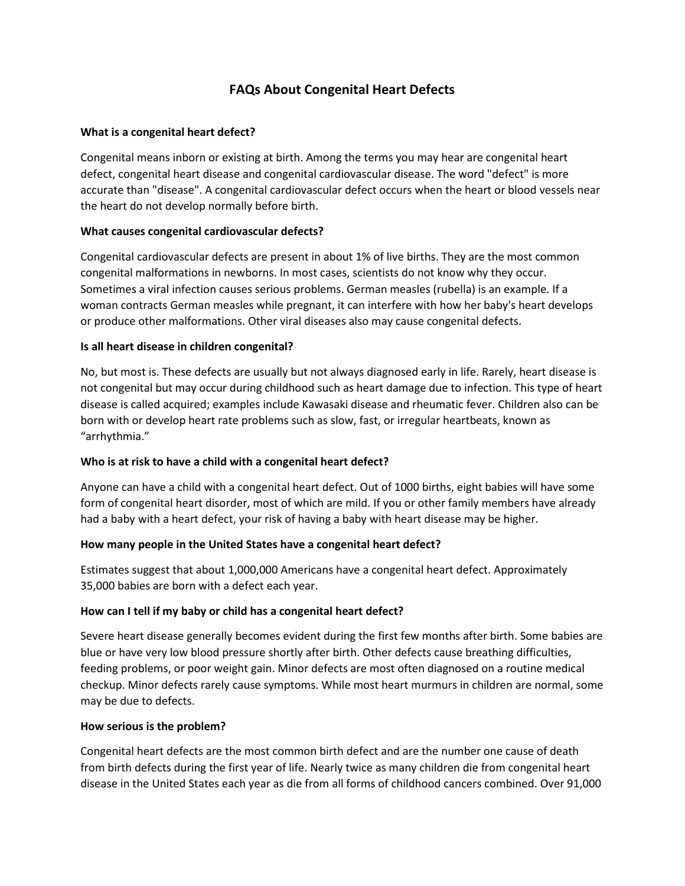# FAQs About Congenital Heart Defects

**What is a congenital heart defect?**

Congenital means inborn or existing at birth. Among the terms you may hear are congenital heart defect, congenital heart disease and congenital cardiovascular disease. The word "defect" is more accurate than "disease". A congenital cardiovascular defect occurs when the heart or blood vessels near the heart do not develop normally before birth.

**What causes congenital cardiovascular defects?**

Congenital cardiovascular defects are present in about 1% of live births. They are the most common congenital malformations in newborns. In most cases, scientists do not know why they occur. Sometimes a viral infection causes serious problems. German measles (rubella) is an example. If a woman contracts German measles while pregnant, it can interfere with how her baby's heart develops or produce other malformations. Other viral diseases also may cause congenital defects.

**Is all heart disease in children congenital?**

No, but most is. These defects are usually but not always diagnosed early in life. Rarely, heart disease is not congenital but may occur during childhood such as heart damage due to infection. This type of heart disease is called acquired; examples include Kawasaki disease and rheumatic fever. Children also can be born with or develop heart rate problems such as slow, fast, or irregular heartbeats, known as "arrhythmia."

**Who is at risk to have a child with a congenital heart defect?**

Anyone can have a child with a congenital heart defect. Out of 1000 births, eight babies will have some form of congenital heart disorder, most of which are mild. If you or other family members have already had a baby with a heart defect, your risk of having a baby with heart disease may be higher.

**How many people in the United States have a congenital heart defect?**

Estimates suggest that about 1,000,000 Americans have a congenital heart defect. Approximately 35,000 babies are born with a defect each year.

**How can I tell if my baby or child has a congenital heart defect?**

Severe heart disease generally becomes evident during the first few months after birth. Some babies are blue or have very low blood pressure shortly after birth. Other defects cause breathing difficulties, feeding problems, or poor weight gain. Minor defects are most often diagnosed on a routine medical checkup. Minor defects rarely cause symptoms. While most heart murmurs in children are normal, some may be due to defects.

**How serious is the problem?**

Congenital heart defects are the most common birth defect and are the number one cause of death from birth defects during the first year of life. Nearly twice as many children die from congenital heart disease in the United States each year as die from all forms of childhood cancers combined. Over 91,000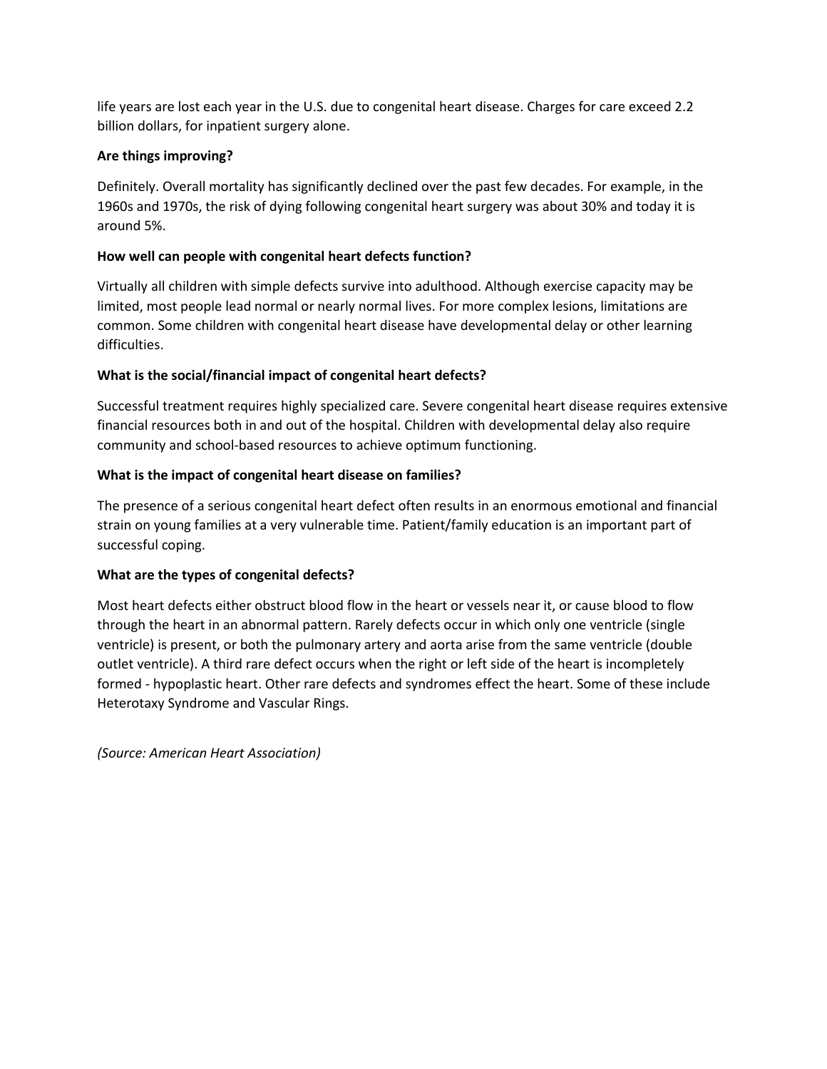life years are lost each year in the U.S. due to congenital heart disease. Charges for care exceed 2.2 billion dollars, for inpatient surgery alone.

**Are things improving?**

Definitely. Overall mortality has significantly declined over the past few decades. For example, in the 1960s and 1970s, the risk of dying following congenital heart surgery was about 30% and today it is around 5%.

**How well can people with congenital heart defects function?**

Virtually all children with simple defects survive into adulthood. Although exercise capacity may be limited, most people lead normal or nearly normal lives. For more complex lesions, limitations are common. Some children with congenital heart disease have developmental delay or other learning difficulties.

**What is the social/financial impact of congenital heart defects?**

Successful treatment requires highly specialized care. Severe congenital heart disease requires extensive financial resources both in and out of the hospital. Children with developmental delay also require community and school-based resources to achieve optimum functioning.

**What is the impact of congenital heart disease on families?**

The presence of a serious congenital heart defect often results in an enormous emotional and financial strain on young families at a very vulnerable time. Patient/family education is an important part of successful coping.

**What are the types of congenital defects?**

Most heart defects either obstruct blood flow in the heart or vessels near it, or cause blood to flow through the heart in an abnormal pattern. Rarely defects occur in which only one ventricle (single ventricle) is present, or both the pulmonary artery and aorta arise from the same ventricle (double outlet ventricle). A third rare defect occurs when the right or left side of the heart is incompletely formed - hypoplastic heart. Other rare defects and syndromes effect the heart. Some of these include Heterotaxy Syndrome and Vascular Rings.

*(Source: American Heart Association)*